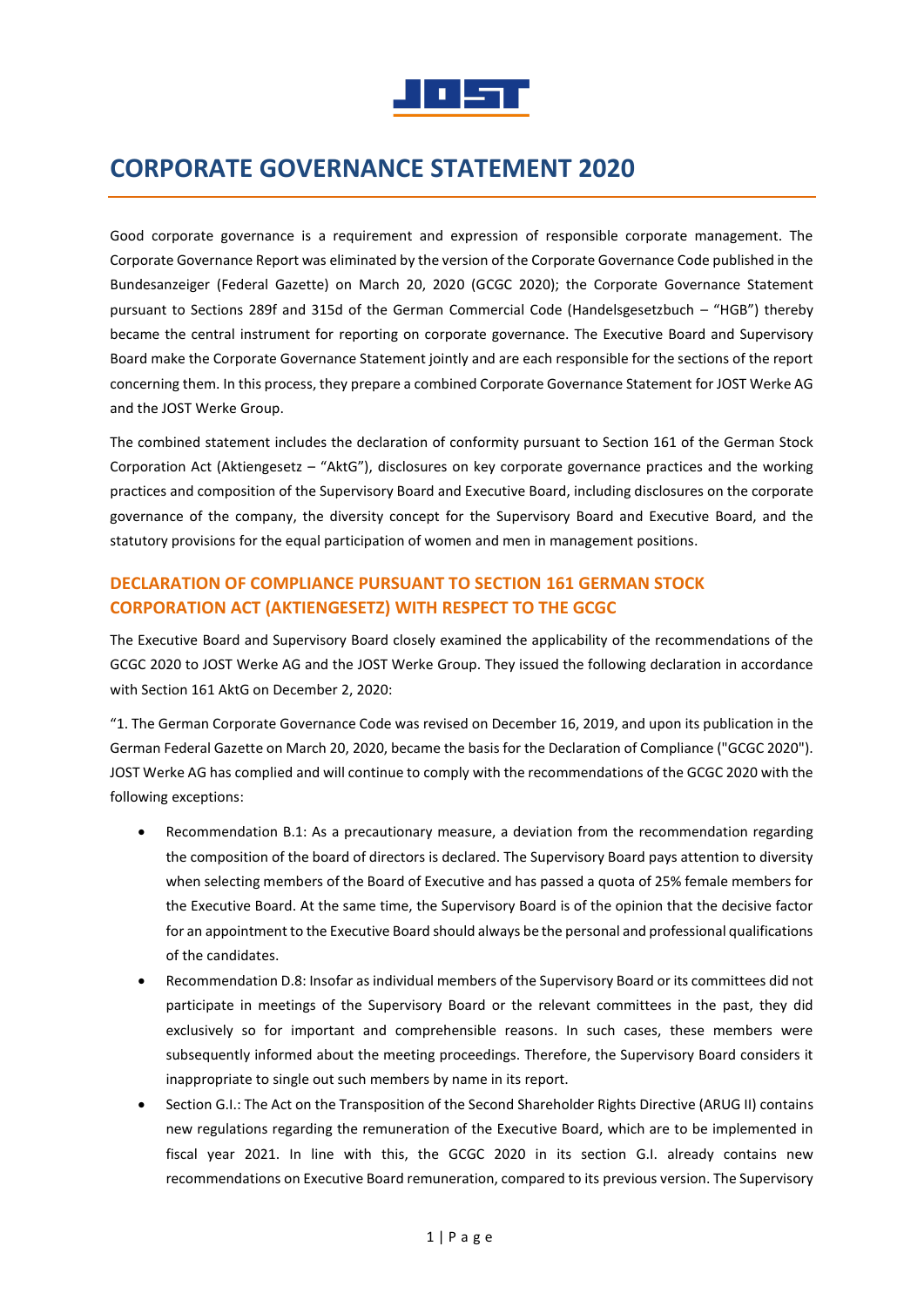# CORPORATE GOVERNANCE STATEMENT 2020

Good corporate governance is a requirement and expression of responsible corporate management. The Corporate Governance Report was eliminated by the version of the Corporate Governance Code published in the Bundesanzeiger (Federal Gazette) on March 20, 2020 (GCGC 2020); the Corporate Governance Statement pursuant to Sections 289f and 315d of the German Commercial Code (Handelsgesetzbuch – "HGB") thereby became the central instrument for reporting on corporate governance. The Executive Board and Supervisory Board make the Corporate Governance Statement jointly and are each responsible for the sections of the report concerning them. In this process, they prepare a combined Corporate Governance Statement for JOST Werke AG and the JOST Werke Group.

The combined statement includes the declaration of conformity pursuant to Section 161 of the German Stock Corporation Act (Aktiengesetz – "AktG"), disclosures on key corporate governance practices and the working practices and composition of the Supervisory Board and Executive Board, including disclosures on the corporate governance of the company, the diversity concept for the Supervisory Board and Executive Board, and the statutory provisions for the equal participation of women and men in management positions.

## DECLARATION OF COMPLIANCE PURSUANT TO SECTION 161 GERMAN STOCK CORPORATION ACT (AKTIENGESETZ) WITH RESPECT TO THE GCGC

The Executive Board and Supervisory Board closely examined the applicability of the recommendations of the GCGC 2020 to JOST Werke AG and the JOST Werke Group. They issued the following declaration in accordance with Section 161 AktG on December 2, 2020:

"1. The German Corporate Governance Code was revised on December 16, 2019, and upon its publication in the German Federal Gazette on March 20, 2020, became the basis for the Declaration of Compliance ("GCGC 2020"). JOST Werke AG has complied and will continue to comply with the recommendations of the GCGC 2020 with the following exceptions:

- Recommendation B.1: As a precautionary measure, a deviation from the recommendation regarding the composition of the board of directors is declared. The Supervisory Board pays attention to diversity when selecting members of the Board of Executive and has passed a quota of 25% female members for the Executive Board. At the same time, the Supervisory Board is of the opinion that the decisive factor for an appointment to the Executive Board should always be the personal and professional qualifications of the candidates.
- Recommendation D.8: Insofar as individual members of the Supervisory Board or its committees did not participate in meetings of the Supervisory Board or the relevant committees in the past, they did exclusively so for important and comprehensible reasons. In such cases, these members were subsequently informed about the meeting proceedings. Therefore, the Supervisory Board considers it inappropriate to single out such members by name in its report.
- Section G.I.: The Act on the Transposition of the Second Shareholder Rights Directive (ARUG II) contains new regulations regarding the remuneration of the Executive Board, which are to be implemented in fiscal year 2021. In line with this, the GCGC 2020 in its section G.I. already contains new recommendations on Executive Board remuneration, compared to its previous version. The Supervisory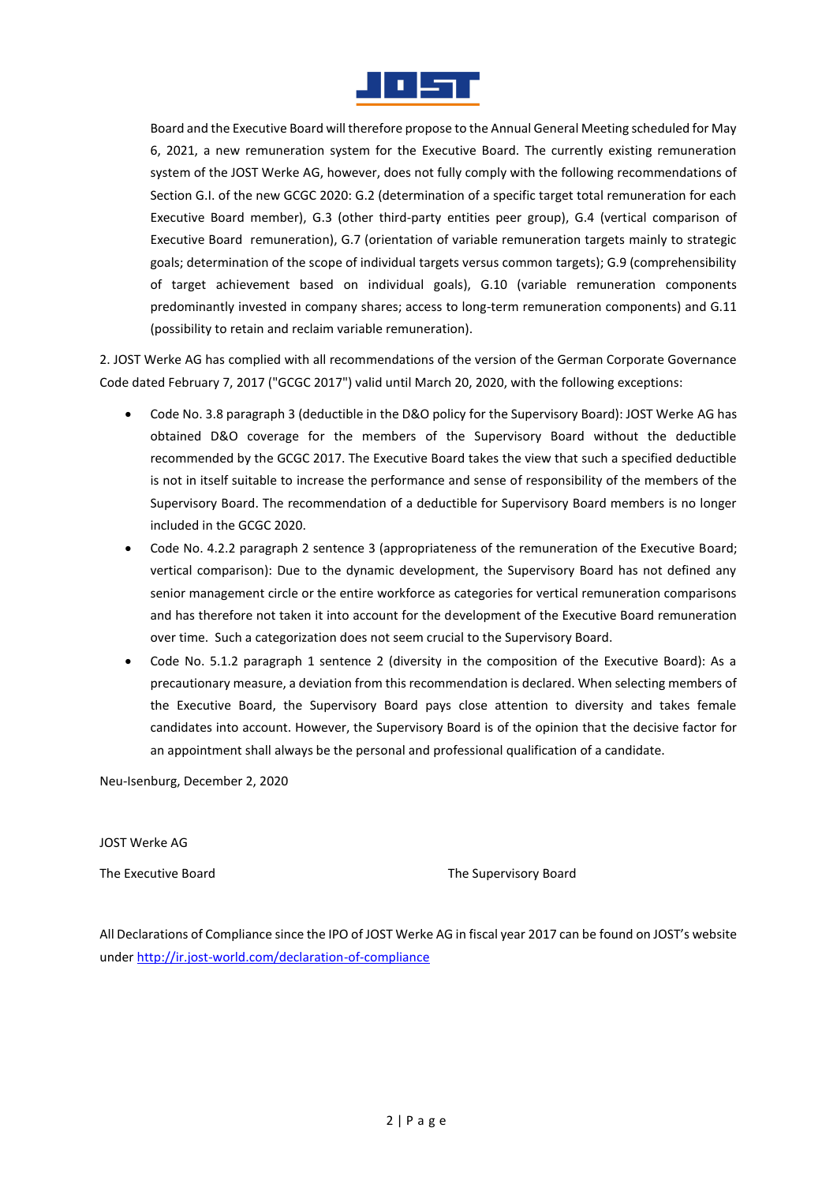Board and the Executive Board will therefore propose to the Annual General Meeting scheduled for May 6, 2021, a new remuneration system for the Executive Board. The currently existing remuneration system of the JOST Werke AG, however, does not fully comply with the following recommendations of Section G.I. of the new GCGC 2020: G.2 (determination of a specific target total remuneration for each Executive Board member), G.3 (other third-party entities peer group), G.4 (vertical comparison of Executive Board remuneration), G.7 (orientation of variable remuneration targets mainly to strategic goals; determination of the scope of individual targets versus common targets); G.9 (comprehensibility of target achievement based on individual goals), G.10 (variable remuneration components predominantly invested in company shares; access to long-term remuneration components) and G.11 (possibility to retain and reclaim variable remuneration).

2. JOST Werke AG has complied with all recommendations of the version of the German Corporate Governance Code dated February 7, 2017 ("GCGC 2017") valid until March 20, 2020, with the following exceptions:

- Code No. 3.8 paragraph 3 (deductible in the D&O policy for the Supervisory Board): JOST Werke AG has obtained D&O coverage for the members of the Supervisory Board without the deductible recommended by the GCGC 2017. The Executive Board takes the view that such a specified deductible is not in itself suitable to increase the performance and sense of responsibility of the members of the Supervisory Board. The recommendation of a deductible for Supervisory Board members is no longer included in the GCGC 2020.
- Code No. 4.2.2 paragraph 2 sentence 3 (appropriateness of the remuneration of the Executive Board; vertical comparison): Due to the dynamic development, the Supervisory Board has not defined any senior management circle or the entire workforce as categories for vertical remuneration comparisons and has therefore not taken it into account for the development of the Executive Board remuneration over time. Such a categorization does not seem crucial to the Supervisory Board.
- Code No. 5.1.2 paragraph 1 sentence 2 (diversity in the composition of the Executive Board): As a precautionary measure, a deviation from this recommendation is declared. When selecting members of the Executive Board, the Supervisory Board pays close attention to diversity and takes female candidates into account. However, the Supervisory Board is of the opinion that the decisive factor for an appointment shall always be the personal and professional qualification of a candidate.

Neu-Isenburg, December 2, 2020

JOST Werke AG

The Executive Board

The Supervisory Board

All Declarations of Compliance since the IPO of JOST Werke AG in fiscal year 2017 can be found on JOST's website under [http://ir.jost-world.com/declaration-of-compliance](http://ir.jost-world.com/declaration-of-compliance)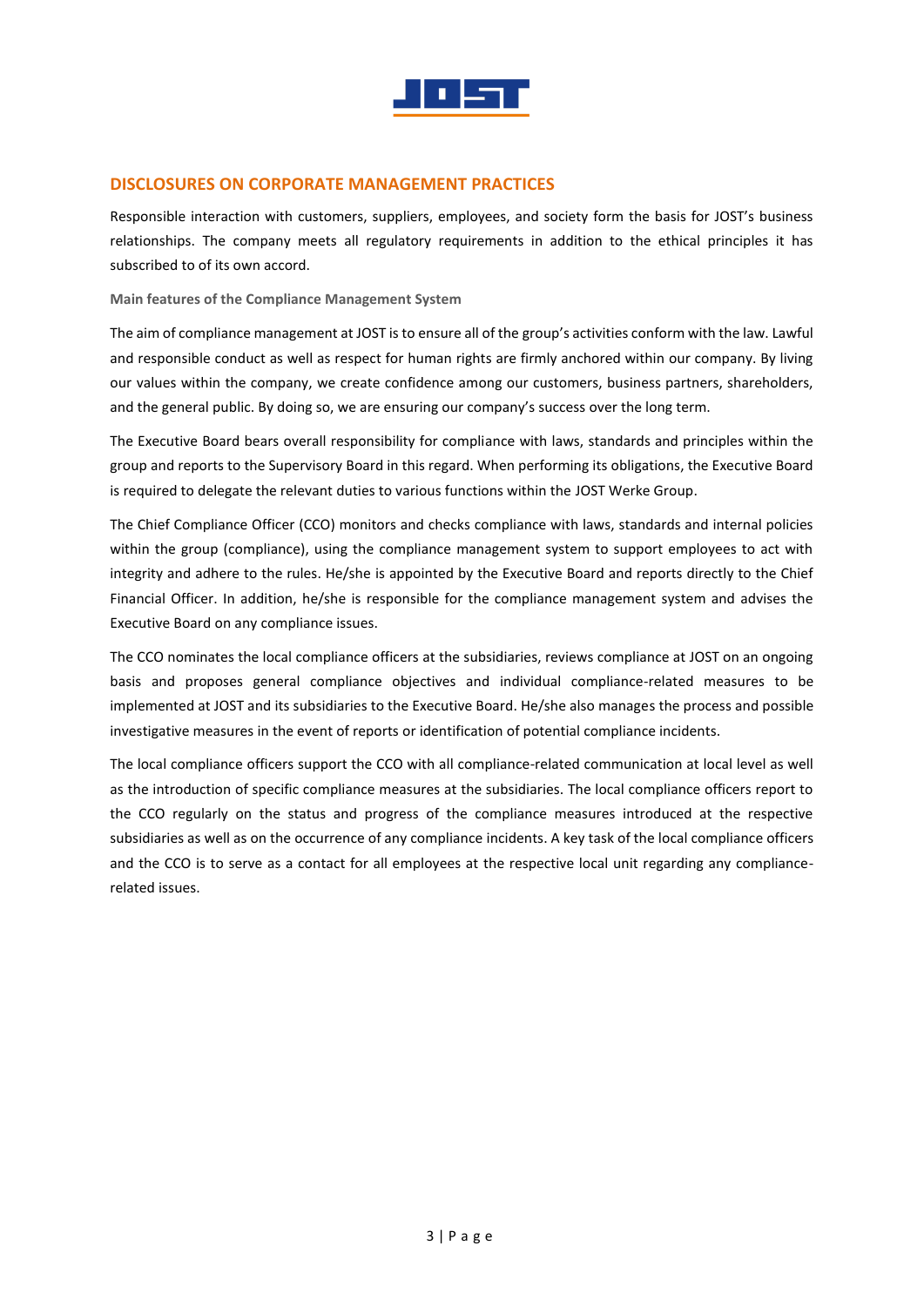## DISCLOSURES ON CORPORATE MANAGEMENT PRACTICES

Responsible interaction with customers, suppliers, employees, and society form the basis for JOST's business relationships. The company meets all regulatory requirements in addition to the ethical principles it has subscribed to of its own accord.

### Main features of the Compliance Management System

The aim of compliance management at JOST is to ensure all of the group's activities conform with the law. Lawful and responsible conduct as well as respect for human rights are firmly anchored within our company. By living our values within the company, we create confidence among our customers, business partners, shareholders, and the general public. By doing so, we are ensuring our company's success over the long term.

The Executive Board bears overall responsibility for compliance with laws, standards and principles within the group and reports to the Supervisory Board in this regard. When performing its obligations, the Executive Board is required to delegate the relevant duties to various functions within the JOST Werke Group.

The Chief Compliance Officer (CCO) monitors and checks compliance with laws, standards and internal policies within the group (compliance), using the compliance management system to support employees to act with integrity and adhere to the rules. He/she is appointed by the Executive Board and reports directly to the Chief Financial Officer. In addition, he/she is responsible for the compliance management system and advises the Executive Board on any compliance issues.

The CCO nominates the local compliance officers at the subsidiaries, reviews compliance at JOST on an ongoing basis and proposes general compliance objectives and individual compliance-related measures to be implemented at JOST and its subsidiaries to the Executive Board. He/she also manages the process and possible investigative measures in the event of reports or identification of potential compliance incidents.

The local compliance officers support the CCO with all compliance-related communication at local level as well as the introduction of specific compliance measures at the subsidiaries. The local compliance officers report to the CCO regularly on the status and progress of the compliance measures introduced at the respective subsidiaries as well as on the occurrence of any compliance incidents. A key task of the local compliance officers and the CCO is to serve as a contact for all employees at the respective local unit regarding any compliance-related issues.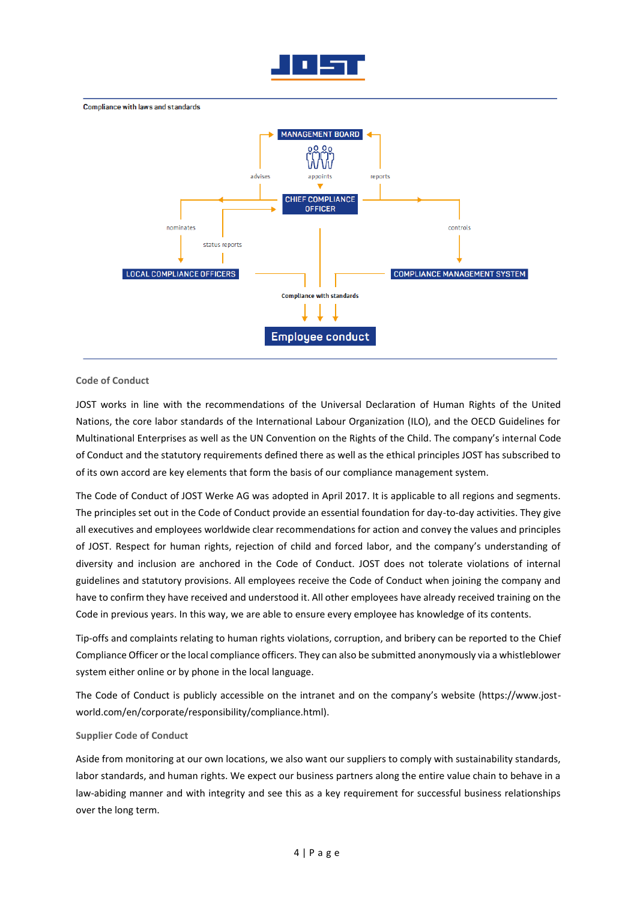Compliance with laws and standards

MANAGEMENT BOARD

advises

appoints

reports

CHIEF COMPLIANCE OFFICER

nominates

status reports

controls

LOCAL COMPLIANCE OFFICERS

COMPLIANCE MANAGEMENT SYSTEM

Compliance with standards

Employee conduct

### Code of Conduct

JOST works in line with the recommendations of the Universal Declaration of Human Rights of the United Nations, the core labor standards of the International Labour Organization (ILO), and the OECD Guidelines for Multinational Enterprises as well as the UN Convention on the Rights of the Child. The company's internal Code of Conduct and the statutory requirements defined there as well as the ethical principles JOST has subscribed to of its own accord are key elements that form the basis of our compliance management system.

The Code of Conduct of JOST Werke AG was adopted in April 2017. It is applicable to all regions and segments. The principles set out in the Code of Conduct provide an essential foundation for day-to-day activities. They give all executives and employees worldwide clear recommendations for action and convey the values and principles of JOST. Respect for human rights, rejection of child and forced labor, and the company's understanding of diversity and inclusion are anchored in the Code of Conduct. JOST does not tolerate violations of internal guidelines and statutory provisions. All employees receive the Code of Conduct when joining the company and have to confirm they have received and understood it. All other employees have already received training on the Code in previous years. In this way, we are able to ensure every employee has knowledge of its contents.

Tip-offs and complaints relating to human rights violations, corruption, and bribery can be reported to the Chief Compliance Officer or the local compliance officers. They can also be submitted anonymously via a whistleblower system either online or by phone in the local language.

The Code of Conduct is publicly accessible on the intranet and on the company's website (https://www.jost-world.com/en/corporate/responsibility/compliance.html).

### Supplier Code of Conduct

Aside from monitoring at our own locations, we also want our suppliers to comply with sustainability standards, labor standards, and human rights. We expect our business partners along the entire value chain to behave in a law-abiding manner and with integrity and see this as a key requirement for successful business relationships over the long term.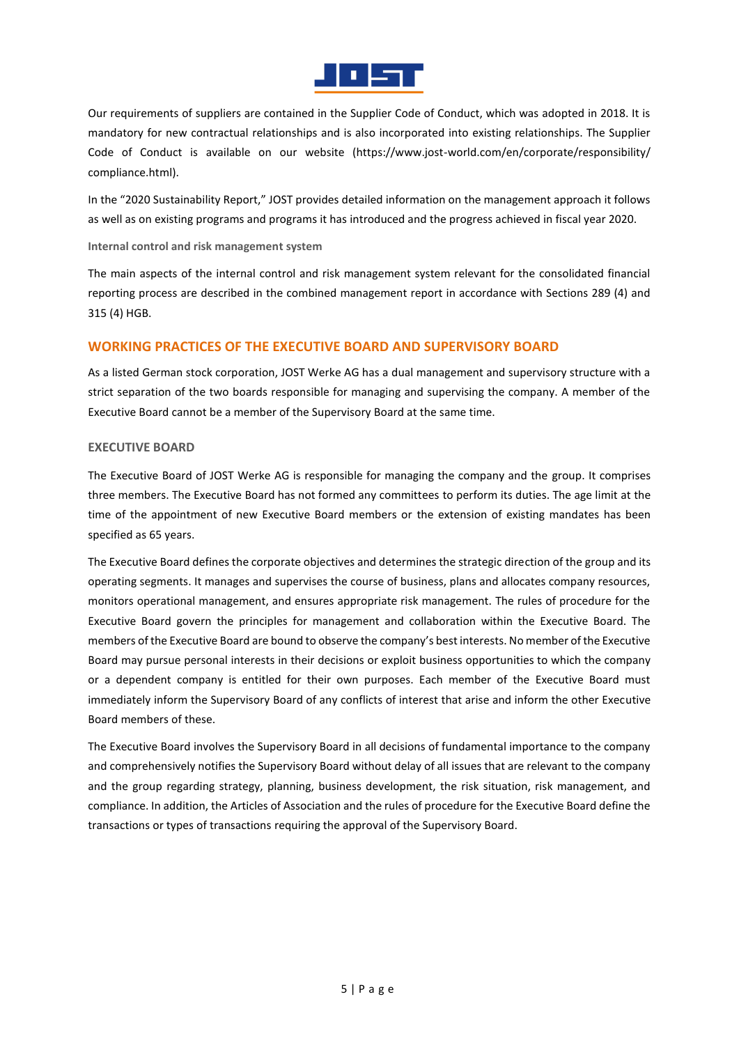Our requirements of suppliers are contained in the Supplier Code of Conduct, which was adopted in 2018. It is mandatory for new contractual relationships and is also incorporated into existing relationships. The Supplier Code of Conduct is available on our website (https://www.jost-world.com/en/corporate/responsibility/compliance.html).

In the "2020 Sustainability Report," JOST provides detailed information on the management approach it follows as well as on existing programs and programs it has introduced and the progress achieved in fiscal year 2020.

**Internal control and risk management system**

The main aspects of the internal control and risk management system relevant for the consolidated financial reporting process are described in the combined management report in accordance with Sections 289 (4) and 315 (4) HGB.

## WORKING PRACTICES OF THE EXECUTIVE BOARD AND SUPERVISORY BOARD

As a listed German stock corporation, JOST Werke AG has a dual management and supervisory structure with a strict separation of the two boards responsible for managing and supervising the company. A member of the Executive Board cannot be a member of the Supervisory Board at the same time.

### EXECUTIVE BOARD

The Executive Board of JOST Werke AG is responsible for managing the company and the group. It comprises three members. The Executive Board has not formed any committees to perform its duties. The age limit at the time of the appointment of new Executive Board members or the extension of existing mandates has been specified as 65 years.

The Executive Board defines the corporate objectives and determines the strategic direction of the group and its operating segments. It manages and supervises the course of business, plans and allocates company resources, monitors operational management, and ensures appropriate risk management. The rules of procedure for the Executive Board govern the principles for management and collaboration within the Executive Board. The members of the Executive Board are bound to observe the company's best interests. No member of the Executive Board may pursue personal interests in their decisions or exploit business opportunities to which the company or a dependent company is entitled for their own purposes. Each member of the Executive Board must immediately inform the Supervisory Board of any conflicts of interest that arise and inform the other Executive Board members of these.

The Executive Board involves the Supervisory Board in all decisions of fundamental importance to the company and comprehensively notifies the Supervisory Board without delay of all issues that are relevant to the company and the group regarding strategy, planning, business development, the risk situation, risk management, and compliance. In addition, the Articles of Association and the rules of procedure for the Executive Board define the transactions or types of transactions requiring the approval of the Supervisory Board.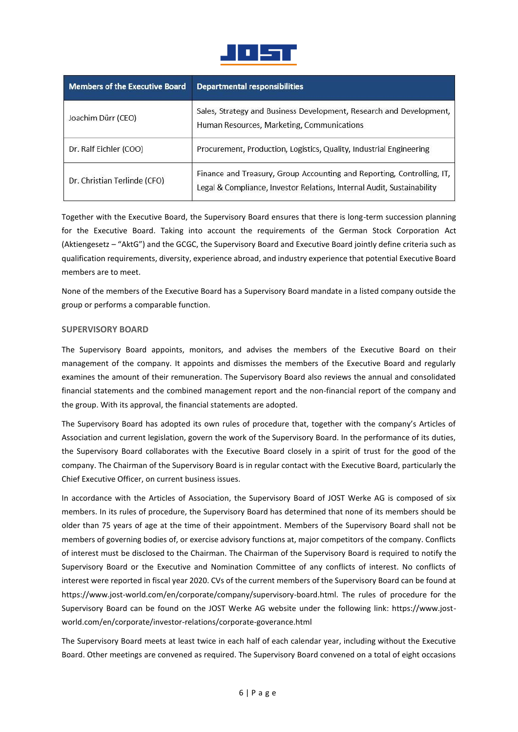| Members of the Executive Board | Departmental responsibilities |
| --- | --- |
| Joachim Dürr (CEO) | Sales, Strategy and Business Development, Research and Development, Human Resources, Marketing, Communications |
| Dr. Ralf Eichler (COO) | Procurement, Production, Logistics, Quality, Industrial Engineering |
| Dr. Christian Terlinde (CFO) | Finance and Treasury, Group Accounting and Reporting, Controlling, IT, Legal & Compliance, Investor Relations, Internal Audit, Sustainability |

Together with the Executive Board, the Supervisory Board ensures that there is long-term succession planning for the Executive Board. Taking into account the requirements of the German Stock Corporation Act (Aktiengesetz – "AktG") and the GCGC, the Supervisory Board and Executive Board jointly define criteria such as qualification requirements, diversity, experience abroad, and industry experience that potential Executive Board members are to meet.

None of the members of the Executive Board has a Supervisory Board mandate in a listed company outside the group or performs a comparable function.

### SUPERVISORY BOARD

The Supervisory Board appoints, monitors, and advises the members of the Executive Board on their management of the company. It appoints and dismisses the members of the Executive Board and regularly examines the amount of their remuneration. The Supervisory Board also reviews the annual and consolidated financial statements and the combined management report and the non-financial report of the company and the group. With its approval, the financial statements are adopted.

The Supervisory Board has adopted its own rules of procedure that, together with the company's Articles of Association and current legislation, govern the work of the Supervisory Board. In the performance of its duties, the Supervisory Board collaborates with the Executive Board closely in a spirit of trust for the good of the company. The Chairman of the Supervisory Board is in regular contact with the Executive Board, particularly the Chief Executive Officer, on current business issues.

In accordance with the Articles of Association, the Supervisory Board of JOST Werke AG is composed of six members. In its rules of procedure, the Supervisory Board has determined that none of its members should be older than 75 years of age at the time of their appointment. Members of the Supervisory Board shall not be members of governing bodies of, or exercise advisory functions at, major competitors of the company. Conflicts of interest must be disclosed to the Chairman. The Chairman of the Supervisory Board is required to notify the Supervisory Board or the Executive and Nomination Committee of any conflicts of interest. No conflicts of interest were reported in fiscal year 2020. CVs of the current members of the Supervisory Board can be found at https://www.jost-world.com/en/corporate/company/supervisory-board.html. The rules of procedure for the Supervisory Board can be found on the JOST Werke AG website under the following link: https://www.jost-world.com/en/corporate/investor-relations/corporate-goverance.html

The Supervisory Board meets at least twice in each half of each calendar year, including without the Executive Board. Other meetings are convened as required. The Supervisory Board convened on a total of eight occasions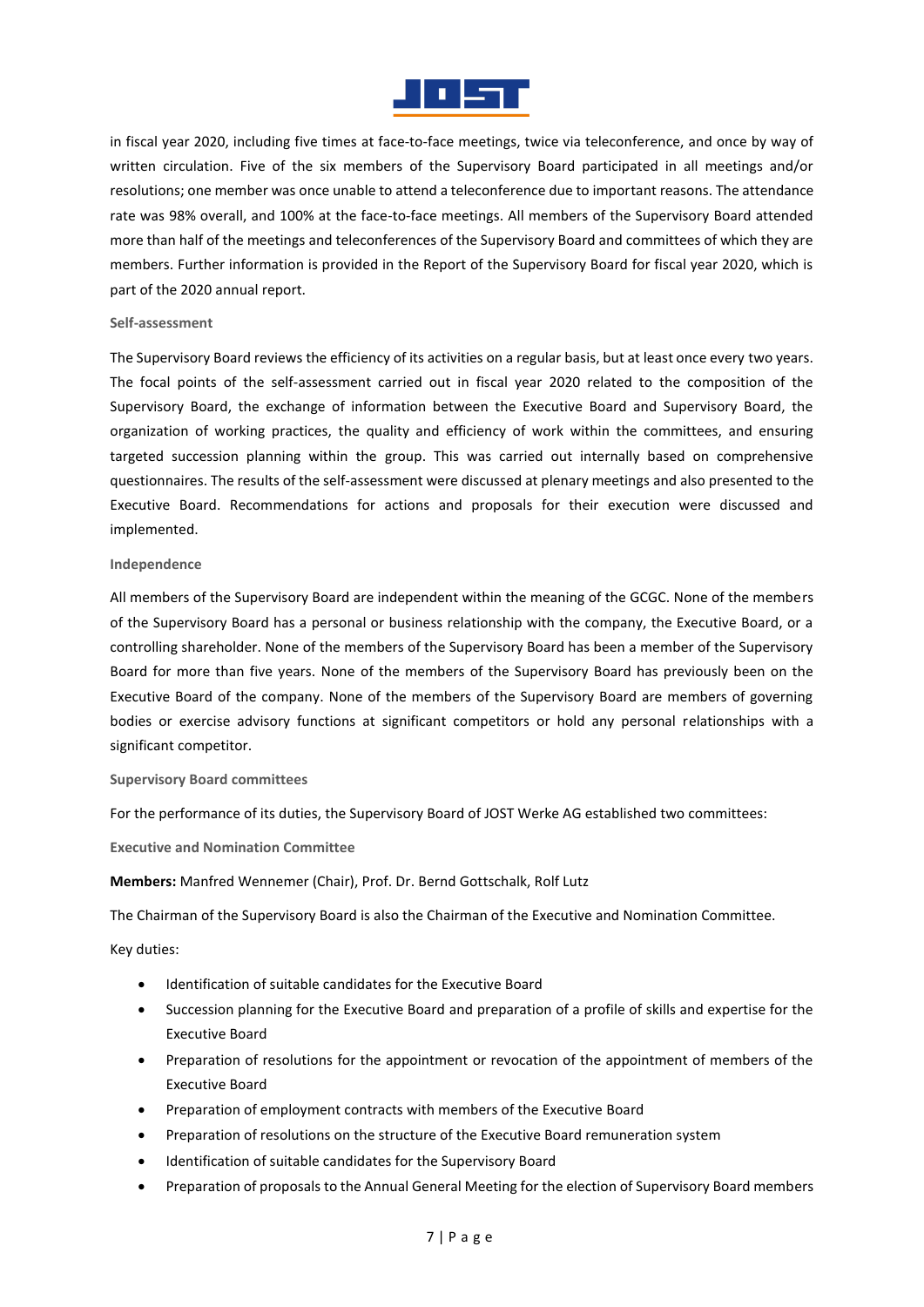in fiscal year 2020, including five times at face-to-face meetings, twice via teleconference, and once by way of written circulation. Five of the six members of the Supervisory Board participated in all meetings and/or resolutions; one member was once unable to attend a teleconference due to important reasons. The attendance rate was 98% overall, and 100% at the face-to-face meetings. All members of the Supervisory Board attended more than half of the meetings and teleconferences of the Supervisory Board and committees of which they are members. Further information is provided in the Report of the Supervisory Board for fiscal year 2020, which is part of the 2020 annual report.

#### Self-assessment

The Supervisory Board reviews the efficiency of its activities on a regular basis, but at least once every two years. The focal points of the self-assessment carried out in fiscal year 2020 related to the composition of the Supervisory Board, the exchange of information between the Executive Board and Supervisory Board, the organization of working practices, the quality and efficiency of work within the committees, and ensuring targeted succession planning within the group. This was carried out internally based on comprehensive questionnaires. The results of the self-assessment were discussed at plenary meetings and also presented to the Executive Board. Recommendations for actions and proposals for their execution were discussed and implemented.

#### Independence

All members of the Supervisory Board are independent within the meaning of the GCGC. None of the members of the Supervisory Board has a personal or business relationship with the company, the Executive Board, or a controlling shareholder. None of the members of the Supervisory Board has been a member of the Supervisory Board for more than five years. None of the members of the Supervisory Board has previously been on the Executive Board of the company. None of the members of the Supervisory Board are members of governing bodies or exercise advisory functions at significant competitors or hold any personal relationships with a significant competitor.

#### Supervisory Board committees

For the performance of its duties, the Supervisory Board of JOST Werke AG established two committees:

#### Executive and Nomination Committee

**Members:** Manfred Wennemer (Chair), Prof. Dr. Bernd Gottschalk, Rolf Lutz

The Chairman of the Supervisory Board is also the Chairman of the Executive and Nomination Committee.

Key duties:

- Identification of suitable candidates for the Executive Board
- Succession planning for the Executive Board and preparation of a profile of skills and expertise for the Executive Board
- Preparation of resolutions for the appointment or revocation of the appointment of members of the Executive Board
- Preparation of employment contracts with members of the Executive Board
- Preparation of resolutions on the structure of the Executive Board remuneration system
- Identification of suitable candidates for the Supervisory Board
- Preparation of proposals to the Annual General Meeting for the election of Supervisory Board members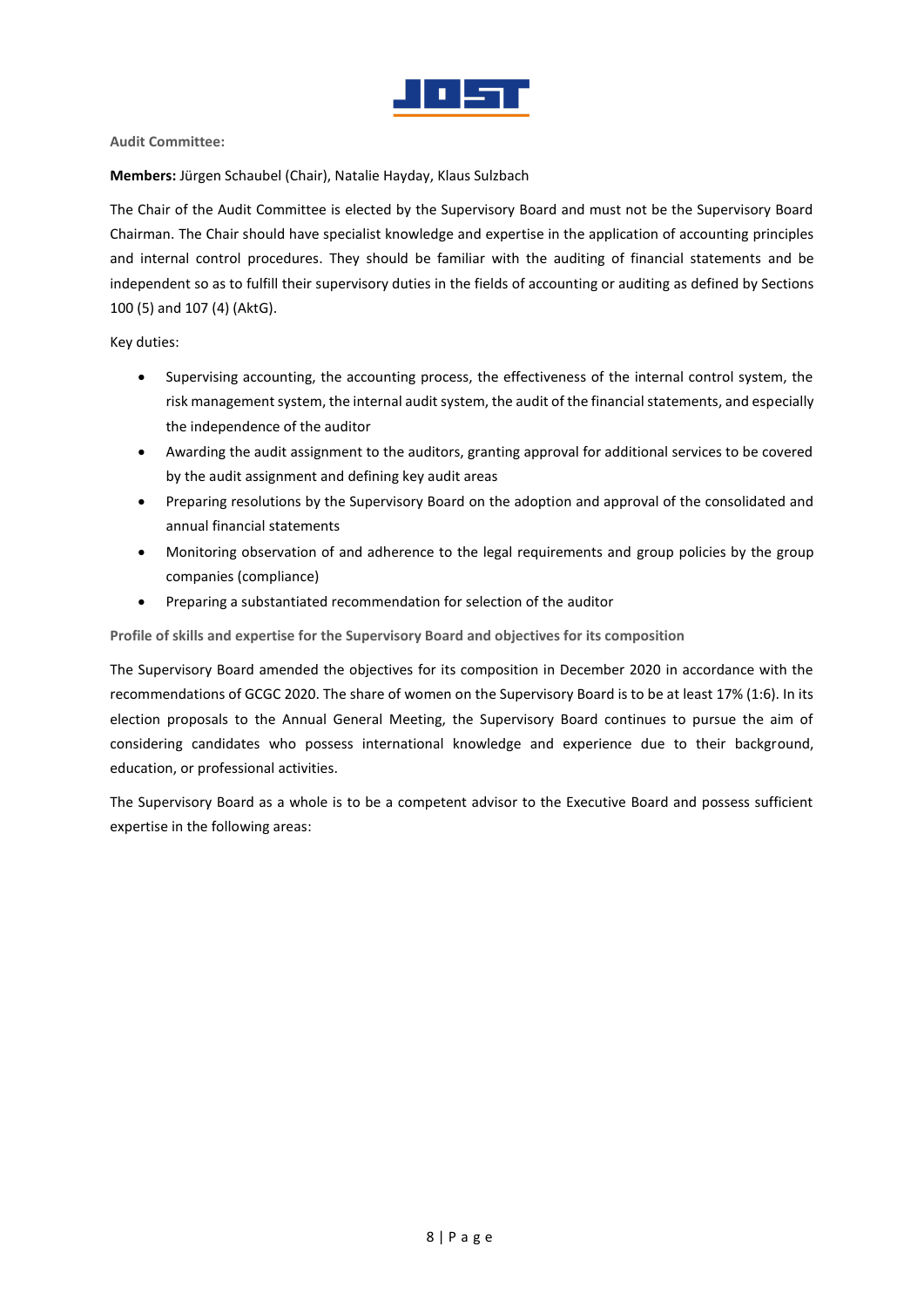**Audit Committee:**

**Members:** Jürgen Schaubel (Chair), Natalie Hayday, Klaus Sulzbach

The Chair of the Audit Committee is elected by the Supervisory Board and must not be the Supervisory Board Chairman. The Chair should have specialist knowledge and expertise in the application of accounting principles and internal control procedures. They should be familiar with the auditing of financial statements and be independent so as to fulfill their supervisory duties in the fields of accounting or auditing as defined by Sections 100 (5) and 107 (4) (AktG).

Key duties:

- Supervising accounting, the accounting process, the effectiveness of the internal control system, the risk management system, the internal audit system, the audit of the financial statements, and especially the independence of the auditor
- Awarding the audit assignment to the auditors, granting approval for additional services to be covered by the audit assignment and defining key audit areas
- Preparing resolutions by the Supervisory Board on the adoption and approval of the consolidated and annual financial statements
- Monitoring observation of and adherence to the legal requirements and group policies by the group companies (compliance)
- Preparing a substantiated recommendation for selection of the auditor

**Profile of skills and expertise for the Supervisory Board and objectives for its composition**

The Supervisory Board amended the objectives for its composition in December 2020 in accordance with the recommendations of GCGC 2020. The share of women on the Supervisory Board is to be at least 17% (1:6). In its election proposals to the Annual General Meeting, the Supervisory Board continues to pursue the aim of considering candidates who possess international knowledge and experience due to their background, education, or professional activities.

The Supervisory Board as a whole is to be a competent advisor to the Executive Board and possess sufficient expertise in the following areas: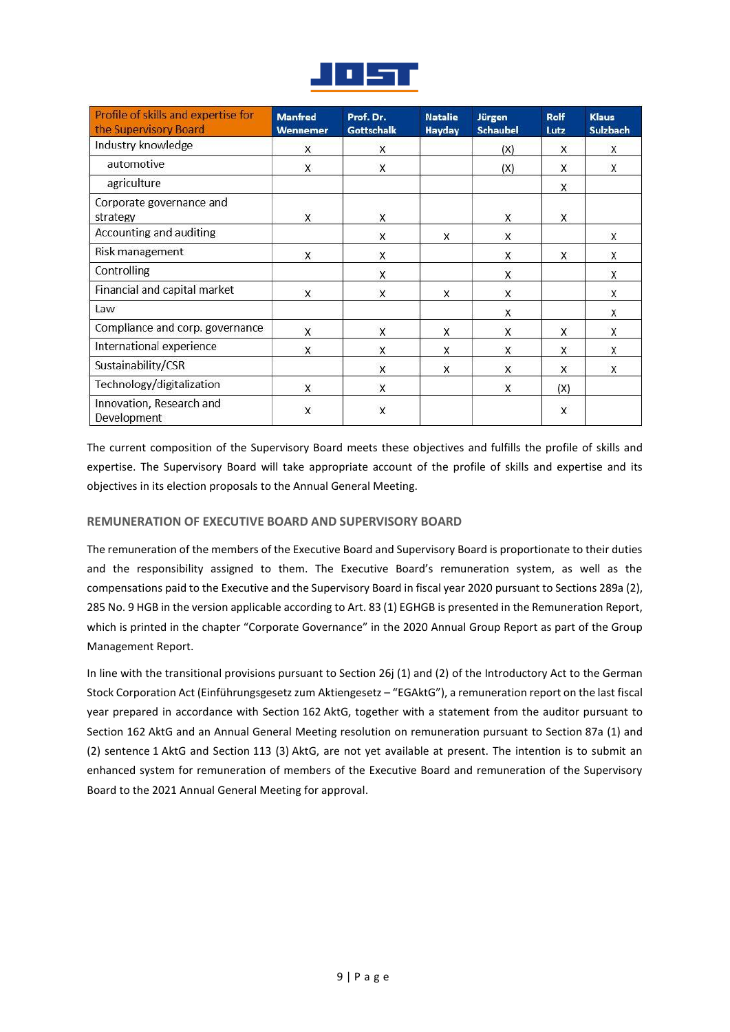| Profile of skills and expertise for the Supervisory Board | Manfred Wennemer | Prof. Dr. Gottschalk | Natalie Hayday | Jürgen Schaubel | Rolf Lutz | Klaus Sulzbach |
|---|---|---|---|---|---|---|
| Industry knowledge | X | X | | (X) | X | X |
| automotive | X | X | | (X) | X | X |
| agriculture | | | | | X | |
| Corporate governance and strategy | X | X | | X | X | |
| Accounting and auditing | | X | X | X | | X |
| Risk management | X | X | | X | X | X |
| Controlling | | X | | X | | X |
| Financial and capital market | X | X | X | X | | X |
| Law | | | | X | | X |
| Compliance and corp. governance | X | X | X | X | X | X |
| International experience | X | X | X | X | X | X |
| Sustainability/CSR | | X | X | X | X | X |
| Technology/digitalization | X | X | | X | (X) | |
| Innovation, Research and Development | X | X | | | X | |

The current composition of the Supervisory Board meets these objectives and fulfills the profile of skills and expertise. The Supervisory Board will take appropriate account of the profile of skills and expertise and its objectives in its election proposals to the Annual General Meeting.

## REMUNERATION OF EXECUTIVE BOARD AND SUPERVISORY BOARD

The remuneration of the members of the Executive Board and Supervisory Board is proportionate to their duties and the responsibility assigned to them. The Executive Board's remuneration system, as well as the compensations paid to the Executive and the Supervisory Board in fiscal year 2020 pursuant to Sections 289a (2), 285 No. 9 HGB in the version applicable according to Art. 83 (1) EGHGB is presented in the Remuneration Report, which is printed in the chapter "Corporate Governance" in the 2020 Annual Group Report as part of the Group Management Report.

In line with the transitional provisions pursuant to Section 26j (1) and (2) of the Introductory Act to the German Stock Corporation Act (Einführungsgesetz zum Aktiengesetz – "EGAktG"), a remuneration report on the last fiscal year prepared in accordance with Section 162 AktG, together with a statement from the auditor pursuant to Section 162 AktG and an Annual General Meeting resolution on remuneration pursuant to Section 87a (1) and (2) sentence 1 AktG and Section 113 (3) AktG, are not yet available at present. The intention is to submit an enhanced system for remuneration of members of the Executive Board and remuneration of the Supervisory Board to the 2021 Annual General Meeting for approval.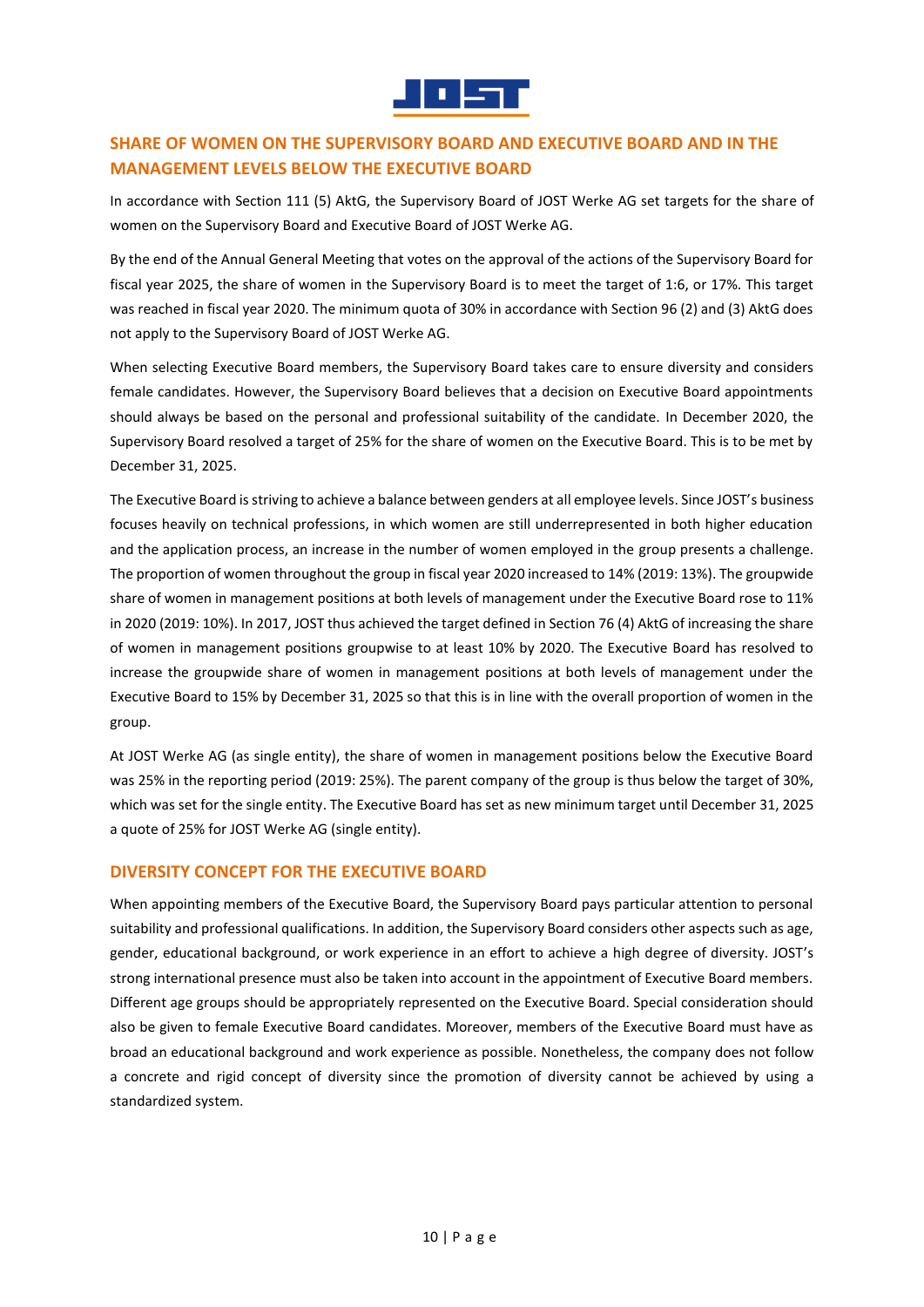## SHARE OF WOMEN ON THE SUPERVISORY BOARD AND EXECUTIVE BOARD AND IN THE MANAGEMENT LEVELS BELOW THE EXECUTIVE BOARD

In accordance with Section 111 (5) AktG, the Supervisory Board of JOST Werke AG set targets for the share of women on the Supervisory Board and Executive Board of JOST Werke AG.

By the end of the Annual General Meeting that votes on the approval of the actions of the Supervisory Board for fiscal year 2025, the share of women in the Supervisory Board is to meet the target of 1:6, or 17%. This target was reached in fiscal year 2020. The minimum quota of 30% in accordance with Section 96 (2) and (3) AktG does not apply to the Supervisory Board of JOST Werke AG.

When selecting Executive Board members, the Supervisory Board takes care to ensure diversity and considers female candidates. However, the Supervisory Board believes that a decision on Executive Board appointments should always be based on the personal and professional suitability of the candidate. In December 2020, the Supervisory Board resolved a target of 25% for the share of women on the Executive Board. This is to be met by December 31, 2025.

The Executive Board is striving to achieve a balance between genders at all employee levels. Since JOST's business focuses heavily on technical professions, in which women are still underrepresented in both higher education and the application process, an increase in the number of women employed in the group presents a challenge. The proportion of women throughout the group in fiscal year 2020 increased to 14% (2019: 13%). The groupwide share of women in management positions at both levels of management under the Executive Board rose to 11% in 2020 (2019: 10%). In 2017, JOST thus achieved the target defined in Section 76 (4) AktG of increasing the share of women in management positions groupwise to at least 10% by 2020. The Executive Board has resolved to increase the groupwide share of women in management positions at both levels of management under the Executive Board to 15% by December 31, 2025 so that this is in line with the overall proportion of women in the group.

At JOST Werke AG (as single entity), the share of women in management positions below the Executive Board was 25% in the reporting period (2019: 25%). The parent company of the group is thus below the target of 30%, which was set for the single entity. The Executive Board has set as new minimum target until December 31, 2025 a quote of 25% for JOST Werke AG (single entity).

## DIVERSITY CONCEPT FOR THE EXECUTIVE BOARD

When appointing members of the Executive Board, the Supervisory Board pays particular attention to personal suitability and professional qualifications. In addition, the Supervisory Board considers other aspects such as age, gender, educational background, or work experience in an effort to achieve a high degree of diversity. JOST's strong international presence must also be taken into account in the appointment of Executive Board members. Different age groups should be appropriately represented on the Executive Board. Special consideration should also be given to female Executive Board candidates. Moreover, members of the Executive Board must have as broad an educational background and work experience as possible. Nonetheless, the company does not follow a concrete and rigid concept of diversity since the promotion of diversity cannot be achieved by using a standardized system.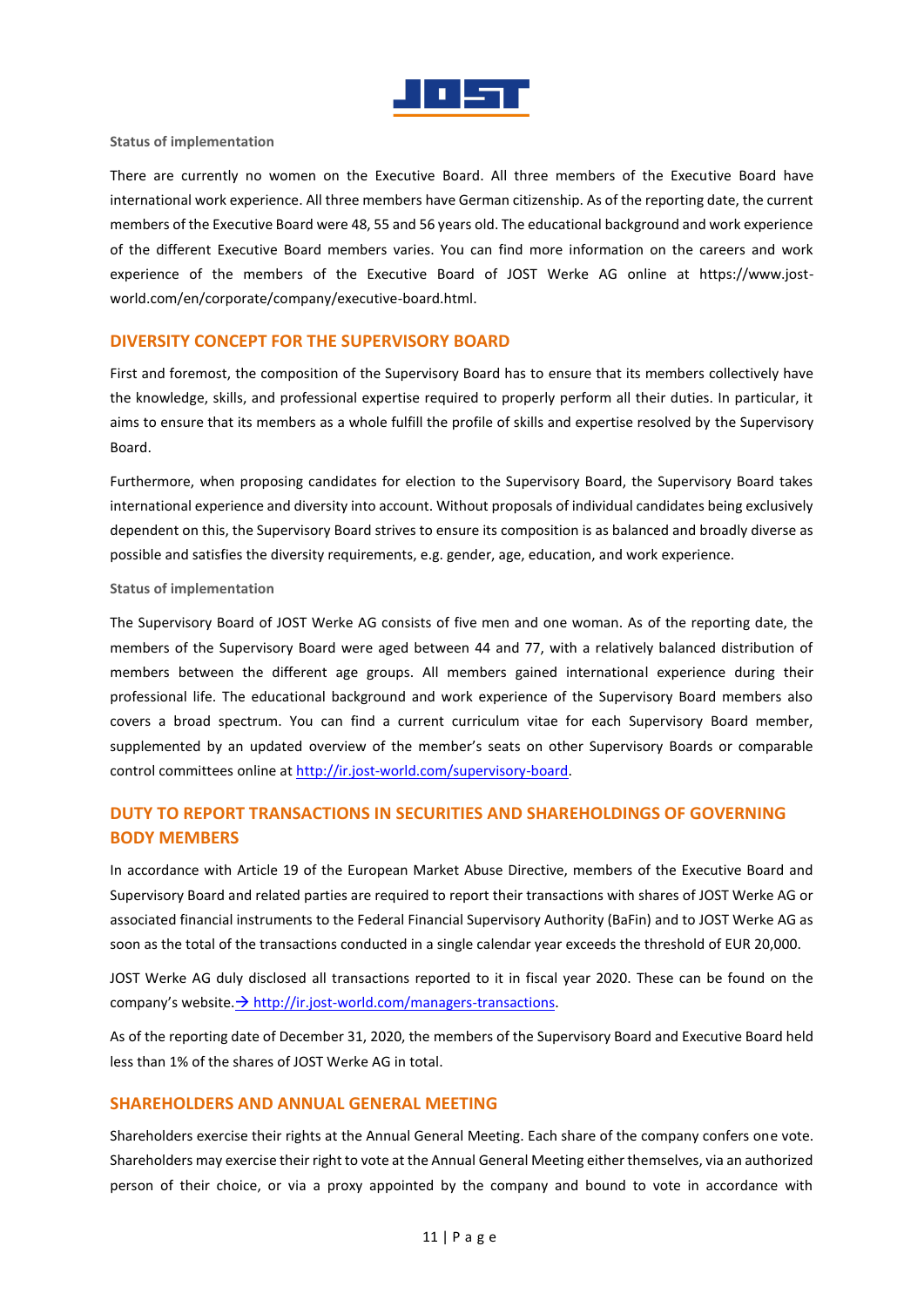**Status of implementation**

There are currently no women on the Executive Board. All three members of the Executive Board have international work experience. All three members have German citizenship. As of the reporting date, the current members of the Executive Board were 48, 55 and 56 years old. The educational background and work experience of the different Executive Board members varies. You can find more information on the careers and work experience of the members of the Executive Board of JOST Werke AG online at https://www.jost-world.com/en/corporate/company/executive-board.html.

## DIVERSITY CONCEPT FOR THE SUPERVISORY BOARD

First and foremost, the composition of the Supervisory Board has to ensure that its members collectively have the knowledge, skills, and professional expertise required to properly perform all their duties. In particular, it aims to ensure that its members as a whole fulfill the profile of skills and expertise resolved by the Supervisory Board.

Furthermore, when proposing candidates for election to the Supervisory Board, the Supervisory Board takes international experience and diversity into account. Without proposals of individual candidates being exclusively dependent on this, the Supervisory Board strives to ensure its composition is as balanced and broadly diverse as possible and satisfies the diversity requirements, e.g. gender, age, education, and work experience.

**Status of implementation**

The Supervisory Board of JOST Werke AG consists of five men and one woman. As of the reporting date, the members of the Supervisory Board were aged between 44 and 77, with a relatively balanced distribution of members between the different age groups. All members gained international experience during their professional life. The educational background and work experience of the Supervisory Board members also covers a broad spectrum. You can find a current curriculum vitae for each Supervisory Board member, supplemented by an updated overview of the member's seats on other Supervisory Boards or comparable control committees online at http://ir.jost-world.com/supervisory-board.

## DUTY TO REPORT TRANSACTIONS IN SECURITIES AND SHAREHOLDINGS OF GOVERNING BODY MEMBERS

In accordance with Article 19 of the European Market Abuse Directive, members of the Executive Board and Supervisory Board and related parties are required to report their transactions with shares of JOST Werke AG or associated financial instruments to the Federal Financial Supervisory Authority (BaFin) and to JOST Werke AG as soon as the total of the transactions conducted in a single calendar year exceeds the threshold of EUR 20,000.

JOST Werke AG duly disclosed all transactions reported to it in fiscal year 2020. These can be found on the company's website. → http://ir.jost-world.com/managers-transactions.

As of the reporting date of December 31, 2020, the members of the Supervisory Board and Executive Board held less than 1% of the shares of JOST Werke AG in total.

## SHAREHOLDERS AND ANNUAL GENERAL MEETING

Shareholders exercise their rights at the Annual General Meeting. Each share of the company confers one vote. Shareholders may exercise their right to vote at the Annual General Meeting either themselves, via an authorized person of their choice, or via a proxy appointed by the company and bound to vote in accordance with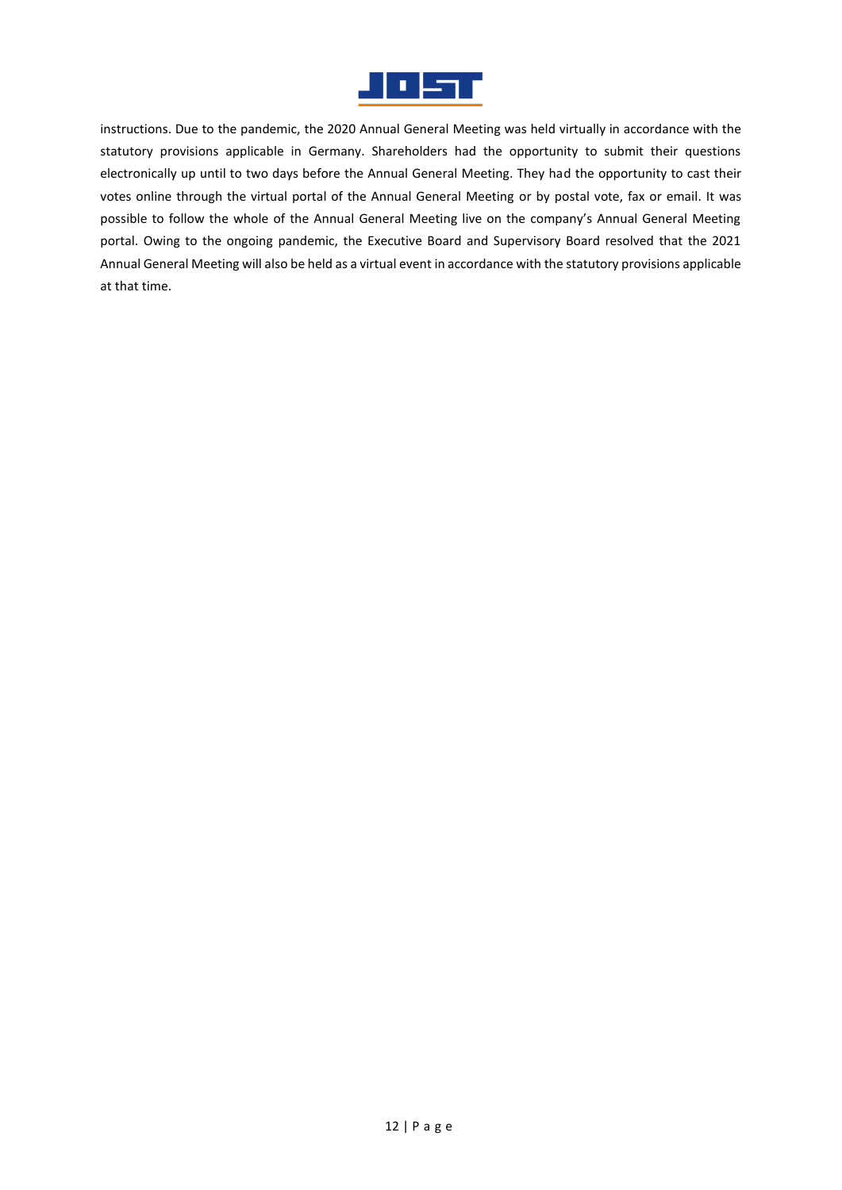instructions. Due to the pandemic, the 2020 Annual General Meeting was held virtually in accordance with the statutory provisions applicable in Germany. Shareholders had the opportunity to submit their questions electronically up until to two days before the Annual General Meeting. They had the opportunity to cast their votes online through the virtual portal of the Annual General Meeting or by postal vote, fax or email. It was possible to follow the whole of the Annual General Meeting live on the company's Annual General Meeting portal. Owing to the ongoing pandemic, the Executive Board and Supervisory Board resolved that the 2021 Annual General Meeting will also be held as a virtual event in accordance with the statutory provisions applicable at that time.